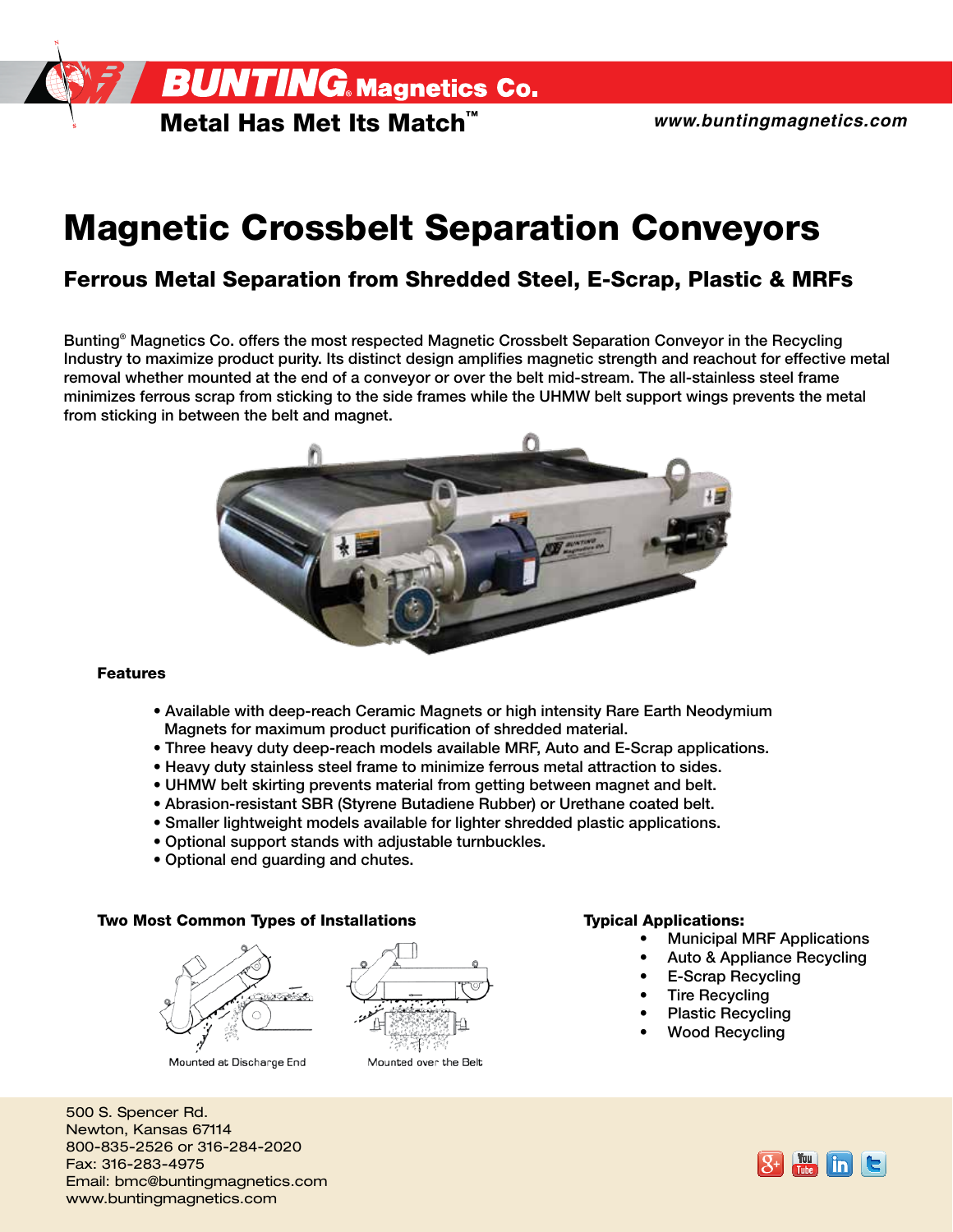**BUNTING® Magnetics Co.**

**Metal Has Met Its Match™**

*www.buntingmagnetics.com*

# Magnetic Crossbelt Separation Conveyors

## Ferrous Metal Separation from Shredded Steel, E-Scrap, Plastic & MRFs

Bunting® Magnetics Co. offers the most respected Magnetic Crossbelt Separation Conveyor in the Recycling Industry to maximize product purity. Its distinct design amplifies magnetic strength and reachout for effective metal removal whether mounted at the end of a conveyor or over the belt mid-stream. The all-stainless steel frame minimizes ferrous scrap from sticking to the side frames while the UHMW belt support wings prevents the metal from sticking in between the belt and magnet.

### Features

- Available with deep-reach Ceramic Magnets or high intensity Rare Earth Neodymium Magnets for maximum product purification of shredded material.
- Three heavy duty deep-reach models available MRF, Auto and E-Scrap applications.
- Heavy duty stainless steel frame to minimize ferrous metal attraction to sides.
- UHMW belt skirting prevents material from getting between magnet and belt.
- Abrasion-resistant SBR (Styrene Butadiene Rubber) or Urethane coated belt.
- Smaller lightweight models available for lighter shredded plastic applications.
- Optional support stands with adjustable turnbuckles.
- Optional end guarding and chutes.

### Two Most Common Types of Installations

Mounted at Discharge End

Mounted over the Belt

### Typical Applications:

- Municipal MRF Applications
- Auto & Appliance Recycling
- E-Scrap Recycling
- Tire Recycling
- Plastic Recycling
- Wood Recycling

500 S. Spencer Rd.
Newton, Kansas 67114
800-835-2526 or 316-284-2020
Fax: 316-283-4975
Email: bmc@buntingmagnetics.com
www.buntingmagnetics.com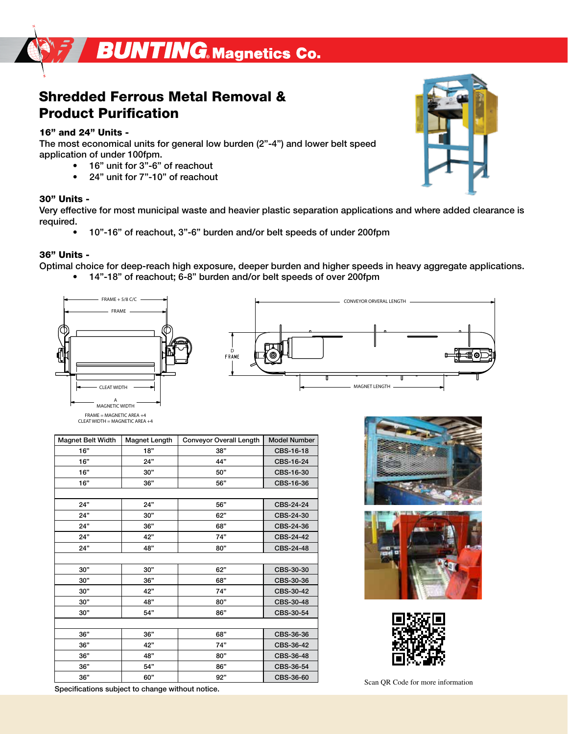# BUNTING® Magnetics Co.

## Shredded Ferrous Metal Removal & Product Purification

**16" and 24" Units -**
The most economical units for general low burden (2"-4") and lower belt speed application of under 100fpm.

- 16" unit for 3"-6" of reachout
- 24" unit for 7"-10" of reachout

**30" Units -**
Very effective for most municipal waste and heavier plastic separation applications and where added clearance is required.

- 10"-16" of reachout, 3"-6" burden and/or belt speeds of under 200fpm

**36" Units -**
Optimal choice for deep-reach high exposure, deeper burden and higher speeds in heavy aggregate applications.

- 14"-18" of reachout; 6-8" burden and/or belt speeds of over 200fpm

FRAME + 5/8 C/C
FRAME
CLEAT WIDTH
A
MAGNETIC WIDTH
FRAME = MAGNETIC AREA +4
CLEAT WIDTH = MAGNETIC AREA +4

CONVEYOR ORVERAL LENGTH
D
FRAME
MAGNET LENGTH

| Magnet Belt Width | Magnet Length | Conveyor Overall Length | Model Number |
|---|---|---|---|
| 16" | 18" | 38" | CBS-16-18 |
| 16" | 24" | 44" | CBS-16-24 |
| 16" | 30" | 50" | CBS-16-30 |
| 16" | 36" | 56" | CBS-16-36 |
| | | | |
| 24" | 24" | 56" | CBS-24-24 |
| 24" | 30" | 62" | CBS-24-30 |
| 24" | 36" | 68" | CBS-24-36 |
| 24" | 42" | 74" | CBS-24-42 |
| 24" | 48" | 80" | CBS-24-48 |
| | | | |
| 30" | 30" | 62" | CBS-30-30 |
| 30" | 36" | 68" | CBS-30-36 |
| 30" | 42" | 74" | CBS-30-42 |
| 30" | 48" | 80" | CBS-30-48 |
| 30" | 54" | 86" | CBS-30-54 |
| | | | |
| 36" | 36" | 68" | CBS-36-36 |
| 36" | 42" | 74" | CBS-36-42 |
| 36" | 48" | 80" | CBS-36-48 |
| 36" | 54" | 86" | CBS-36-54 |
| 36" | 60" | 92" | CBS-36-60 |

Specifications subject to change without notice.

Scan QR Code for more information